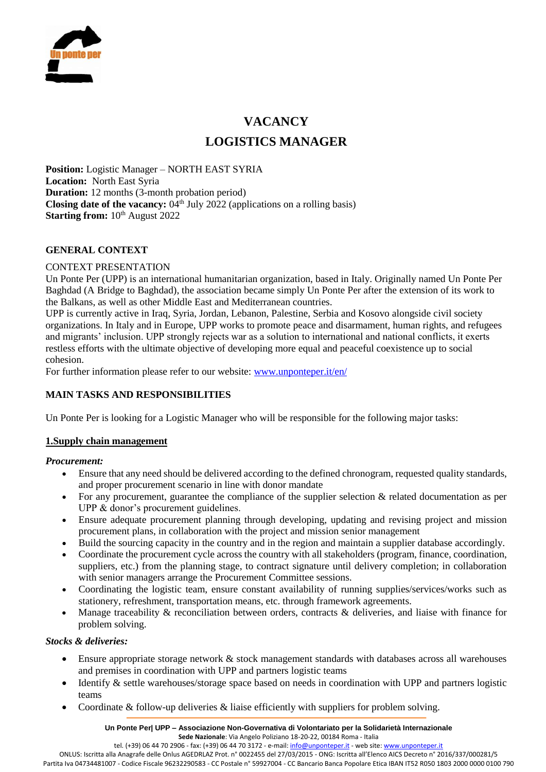# VACANCY

# LOGISTICS MANAGER

**Position:** Logistic Manager – NORTH EAST SYRIA
**Location:** North East Syria
**Duration:** 12 months (3-month probation period)
**Closing date of the vacancy:** 04th July 2022 (applications on a rolling basis)
**Starting from:** 10th August 2022

## GENERAL CONTEXT

CONTEXT PRESENTATION

Un Ponte Per (UPP) is an international humanitarian organization, based in Italy. Originally named Un Ponte Per Baghdad (A Bridge to Baghdad), the association became simply Un Ponte Per after the extension of its work to the Balkans, as well as other Middle East and Mediterranean countries.

UPP is currently active in Iraq, Syria, Jordan, Lebanon, Palestine, Serbia and Kosovo alongside civil society organizations. In Italy and in Europe, UPP works to promote peace and disarmament, human rights, and refugees and migrants' inclusion. UPP strongly rejects war as a solution to international and national conflicts, it exerts restless efforts with the ultimate objective of developing more equal and peaceful coexistence up to social cohesion.

For further information please refer to our website: www.unponteper.it/en/

## MAIN TASKS AND RESPONSIBILITIES

Un Ponte Per is looking for a Logistic Manager who will be responsible for the following major tasks:

### 1.Supply chain management

***Procurement:***

- Ensure that any need should be delivered according to the defined chronogram, requested quality standards, and proper procurement scenario in line with donor mandate
- For any procurement, guarantee the compliance of the supplier selection & related documentation as per UPP & donor's procurement guidelines.
- Ensure adequate procurement planning through developing, updating and revising project and mission procurement plans, in collaboration with the project and mission senior management
- Build the sourcing capacity in the country and in the region and maintain a supplier database accordingly.
- Coordinate the procurement cycle across the country with all stakeholders (program, finance, coordination, suppliers, etc.) from the planning stage, to contract signature until delivery completion; in collaboration with senior managers arrange the Procurement Committee sessions.
- Coordinating the logistic team, ensure constant availability of running supplies/services/works such as stationery, refreshment, transportation means, etc. through framework agreements.
- Manage traceability & reconciliation between orders, contracts & deliveries, and liaise with finance for problem solving.

***Stocks & deliveries:***

- Ensure appropriate storage network & stock management standards with databases across all warehouses and premises in coordination with UPP and partners logistic teams
- Identify & settle warehouses/storage space based on needs in coordination with UPP and partners logistic teams
- Coordinate & follow-up deliveries & liaise efficiently with suppliers for problem solving.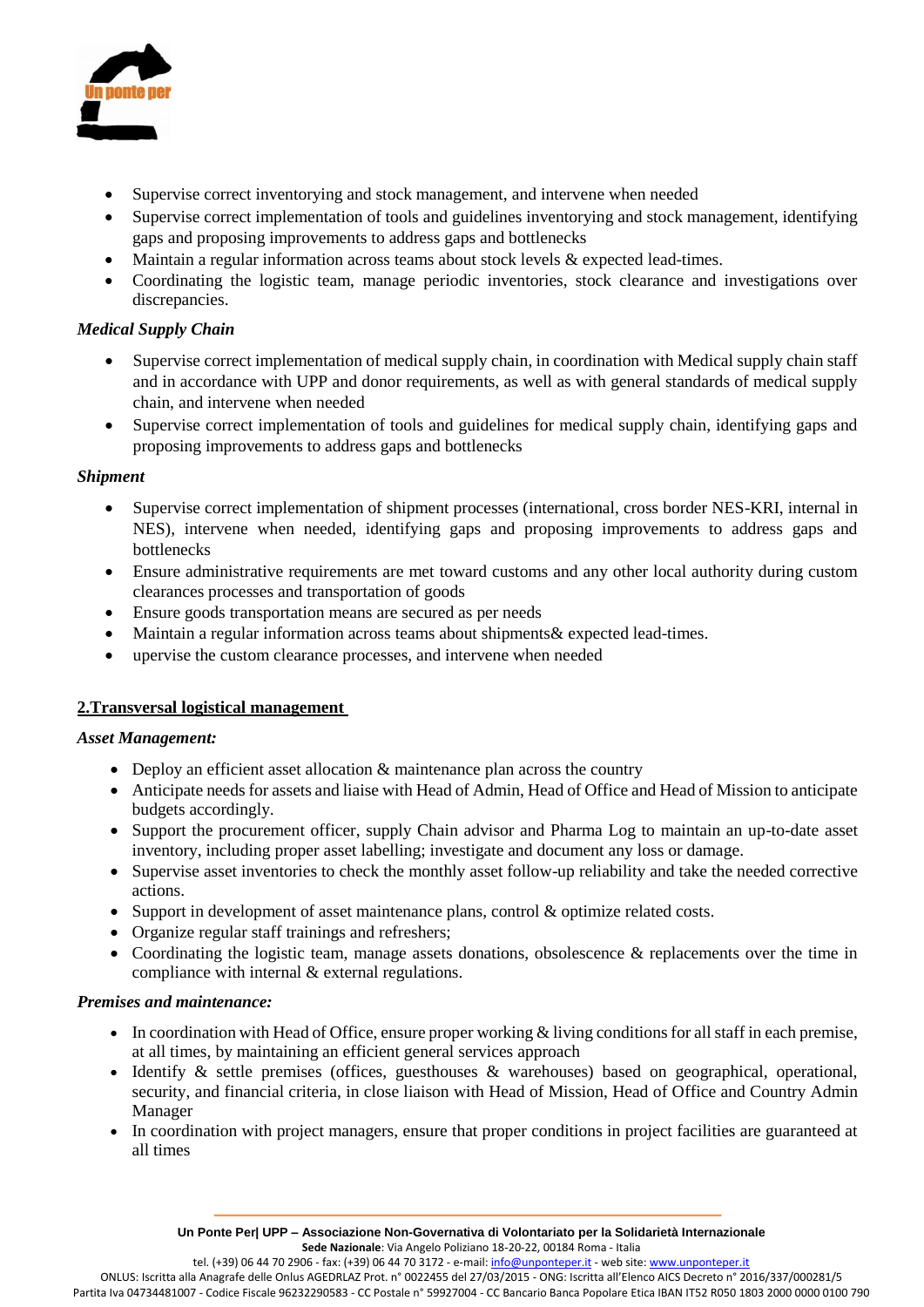- Supervise correct inventorying and stock management, and intervene when needed
- Supervise correct implementation of tools and guidelines inventorying and stock management, identifying gaps and proposing improvements to address gaps and bottlenecks
- Maintain a regular information across teams about stock levels & expected lead-times.
- Coordinating the logistic team, manage periodic inventories, stock clearance and investigations over discrepancies.

*Medical Supply Chain*

- Supervise correct implementation of medical supply chain, in coordination with Medical supply chain staff and in accordance with UPP and donor requirements, as well as with general standards of medical supply chain, and intervene when needed
- Supervise correct implementation of tools and guidelines for medical supply chain, identifying gaps and proposing improvements to address gaps and bottlenecks

*Shipment*

- Supervise correct implementation of shipment processes (international, cross border NES-KRI, internal in NES), intervene when needed, identifying gaps and proposing improvements to address gaps and bottlenecks
- Ensure administrative requirements are met toward customs and any other local authority during custom clearances processes and transportation of goods
- Ensure goods transportation means are secured as per needs
- Maintain a regular information across teams about shipments& expected lead-times.
- upervise the custom clearance processes, and intervene when needed

**2.Transversal logistical management**

*Asset Management:*

- Deploy an efficient asset allocation & maintenance plan across the country
- Anticipate needs for assets and liaise with Head of Admin, Head of Office and Head of Mission to anticipate budgets accordingly.
- Support the procurement officer, supply Chain advisor and Pharma Log to maintain an up-to-date asset inventory, including proper asset labelling; investigate and document any loss or damage.
- Supervise asset inventories to check the monthly asset follow-up reliability and take the needed corrective actions.
- Support in development of asset maintenance plans, control & optimize related costs.
- Organize regular staff trainings and refreshers;
- Coordinating the logistic team, manage assets donations, obsolescence & replacements over the time in compliance with internal & external regulations.

*Premises and maintenance:*

- In coordination with Head of Office, ensure proper working & living conditions for all staff in each premise, at all times, by maintaining an efficient general services approach
- Identify & settle premises (offices, guesthouses & warehouses) based on geographical, operational, security, and financial criteria, in close liaison with Head of Mission, Head of Office and Country Admin Manager
- In coordination with project managers, ensure that proper conditions in project facilities are guaranteed at all times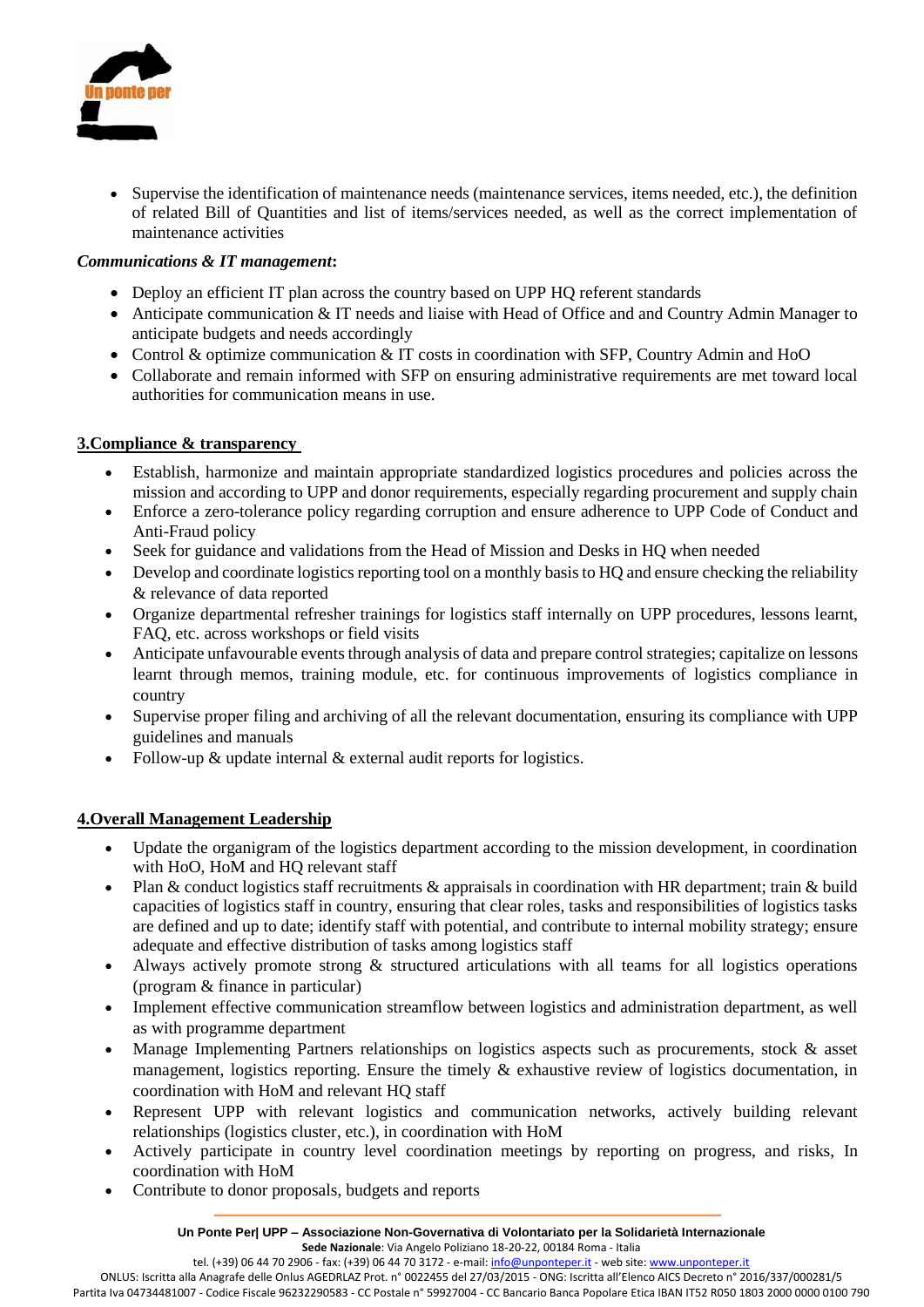- Supervise the identification of maintenance needs (maintenance services, items needed, etc.), the definition of related Bill of Quantities and list of items/services needed, as well as the correct implementation of maintenance activities

***Communications & IT management*:**

- Deploy an efficient IT plan across the country based on UPP HQ referent standards
- Anticipate communication & IT needs and liaise with Head of Office and and Country Admin Manager to anticipate budgets and needs accordingly
- Control & optimize communication & IT costs in coordination with SFP, Country Admin and HoO
- Collaborate and remain informed with SFP on ensuring administrative requirements are met toward local authorities for communication means in use.

## 3.Compliance & transparency

- Establish, harmonize and maintain appropriate standardized logistics procedures and policies across the mission and according to UPP and donor requirements, especially regarding procurement and supply chain
- Enforce a zero-tolerance policy regarding corruption and ensure adherence to UPP Code of Conduct and Anti-Fraud policy
- Seek for guidance and validations from the Head of Mission and Desks in HQ when needed
- Develop and coordinate logistics reporting tool on a monthly basis to HQ and ensure checking the reliability & relevance of data reported
- Organize departmental refresher trainings for logistics staff internally on UPP procedures, lessons learnt, FAQ, etc. across workshops or field visits
- Anticipate unfavourable events through analysis of data and prepare control strategies; capitalize on lessons learnt through memos, training module, etc. for continuous improvements of logistics compliance in country
- Supervise proper filing and archiving of all the relevant documentation, ensuring its compliance with UPP guidelines and manuals
- Follow-up & update internal & external audit reports for logistics.

## 4.Overall Management Leadership

- Update the organigram of the logistics department according to the mission development, in coordination with HoO, HoM and HQ relevant staff
- Plan & conduct logistics staff recruitments & appraisals in coordination with HR department; train & build capacities of logistics staff in country, ensuring that clear roles, tasks and responsibilities of logistics tasks are defined and up to date; identify staff with potential, and contribute to internal mobility strategy; ensure adequate and effective distribution of tasks among logistics staff
- Always actively promote strong & structured articulations with all teams for all logistics operations (program & finance in particular)
- Implement effective communication streamflow between logistics and administration department, as well as with programme department
- Manage Implementing Partners relationships on logistics aspects such as procurements, stock & asset management, logistics reporting. Ensure the timely & exhaustive review of logistics documentation, in coordination with HoM and relevant HQ staff
- Represent UPP with relevant logistics and communication networks, actively building relevant relationships (logistics cluster, etc.), in coordination with HoM
- Actively participate in country level coordination meetings by reporting on progress, and risks, In coordination with HoM
- Contribute to donor proposals, budgets and reports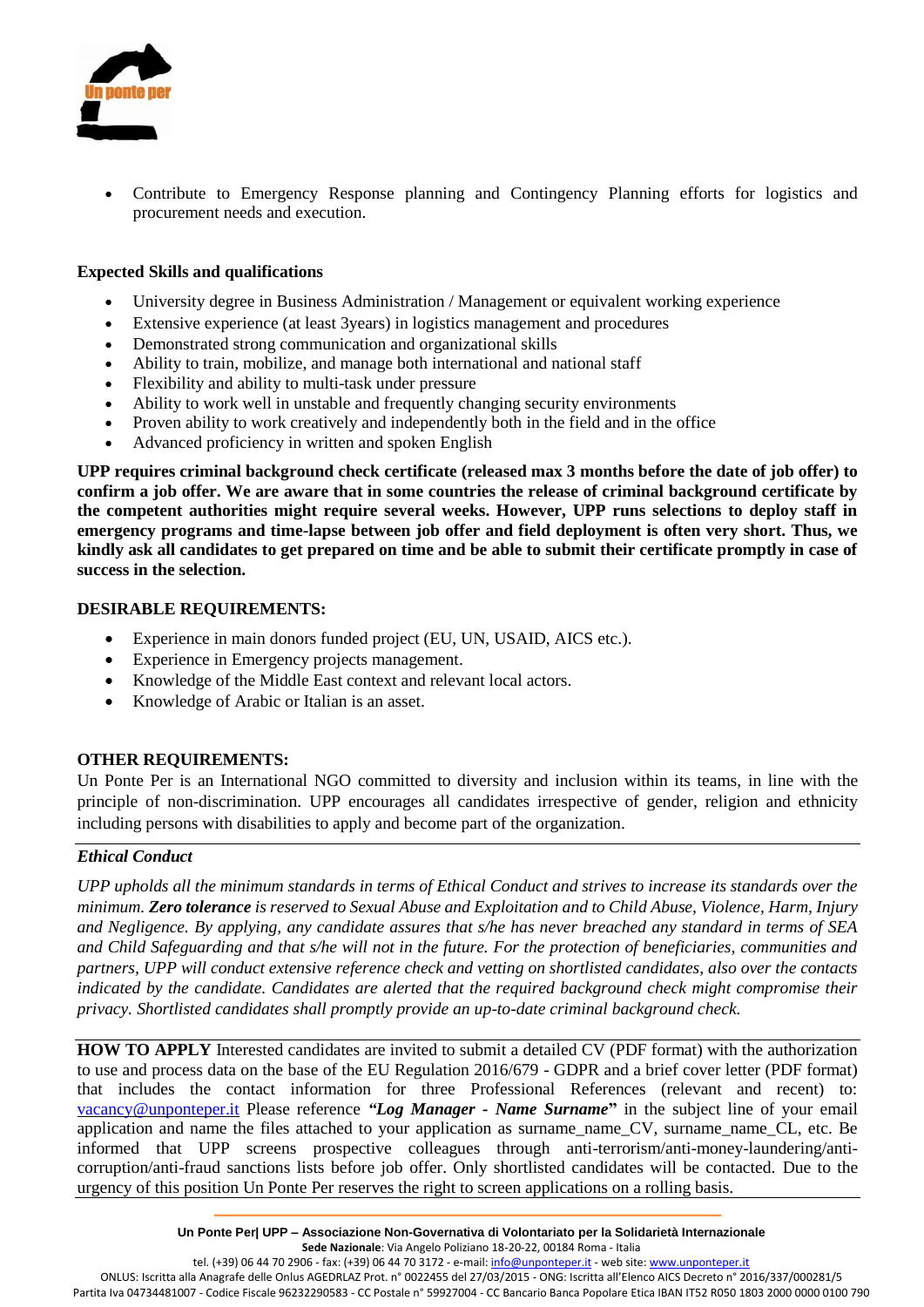- Contribute to Emergency Response planning and Contingency Planning efforts for logistics and procurement needs and execution.

**Expected Skills and qualifications**

- University degree in Business Administration / Management or equivalent working experience
- Extensive experience (at least 3years) in logistics management and procedures
- Demonstrated strong communication and organizational skills
- Ability to train, mobilize, and manage both international and national staff
- Flexibility and ability to multi-task under pressure
- Ability to work well in unstable and frequently changing security environments
- Proven ability to work creatively and independently both in the field and in the office
- Advanced proficiency in written and spoken English

**UPP requires criminal background check certificate (released max 3 months before the date of job offer) to confirm a job offer. We are aware that in some countries the release of criminal background certificate by the competent authorities might require several weeks. However, UPP runs selections to deploy staff in emergency programs and time-lapse between job offer and field deployment is often very short. Thus, we kindly ask all candidates to get prepared on time and be able to submit their certificate promptly in case of success in the selection.**

**DESIRABLE REQUIREMENTS:**

- Experience in main donors funded project (EU, UN, USAID, AICS etc.).
- Experience in Emergency projects management.
- Knowledge of the Middle East context and relevant local actors.
- Knowledge of Arabic or Italian is an asset.

**OTHER REQUIREMENTS:**

Un Ponte Per is an International NGO committed to diversity and inclusion within its teams, in line with the principle of non-discrimination. UPP encourages all candidates irrespective of gender, religion and ethnicity including persons with disabilities to apply and become part of the organization.

***Ethical Conduct***

*UPP upholds all the minimum standards in terms of Ethical Conduct and strives to increase its standards over the minimum.* ***Zero tolerance*** *is reserved to Sexual Abuse and Exploitation and to Child Abuse, Violence, Harm, Injury and Negligence. By applying, any candidate assures that s/he has never breached any standard in terms of SEA and Child Safeguarding and that s/he will not in the future. For the protection of beneficiaries, communities and partners, UPP will conduct extensive reference check and vetting on shortlisted candidates, also over the contacts indicated by the candidate. Candidates are alerted that the required background check might compromise their privacy. Shortlisted candidates shall promptly provide an up-to-date criminal background check.*

**HOW TO APPLY** Interested candidates are invited to submit a detailed CV (PDF format) with the authorization to use and process data on the base of the EU Regulation 2016/679 - GDPR and a brief cover letter (PDF format) that includes the contact information for three Professional References (relevant and recent) to: vacancy@unponteper.it Please reference ***"Log Manager - Name Surname"*** in the subject line of your email application and name the files attached to your application as surname_name_CV, surname_name_CL, etc. Be informed that UPP screens prospective colleagues through anti-terrorism/anti-money-laundering/anti-corruption/anti-fraud sanctions lists before job offer. Only shortlisted candidates will be contacted. Due to the urgency of this position Un Ponte Per reserves the right to screen applications on a rolling basis.